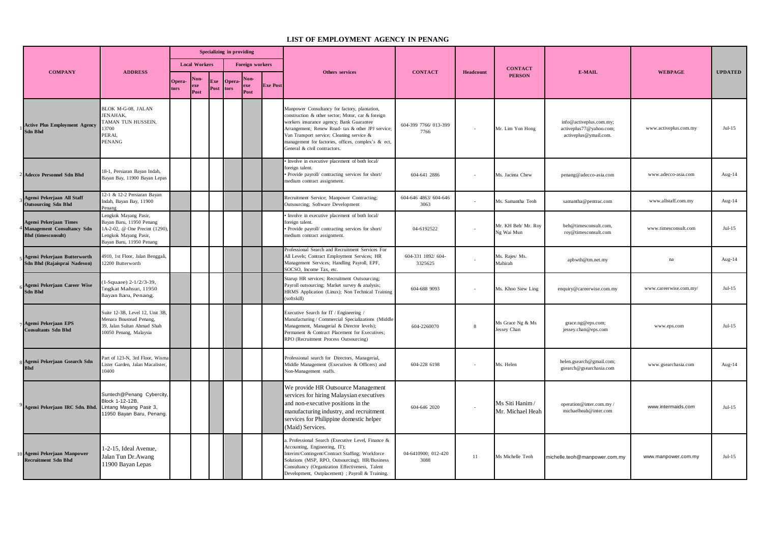# LIST OF EMPLOYMENT AGENCY IN PENANG

| | COMPANY | ADDRESS | Specializing in providing | | | | | | Others services | CONTACT | Headcount | CONTACT PERSON | E-MAIL | WEBPAGE | UPDATED |
|---|---|---|---|---|---|---|---|---|---|---|---|---|---|---|---|
| | | | Local Workers | | | Foreign workers | | | | | | | | | |
| | | | Opera-tors | Non-exe Post | Exe Post | Opera-tors | Non-exe Post | Exe Post | | | | | | | |
| 1 | Active Plus Employment Agency Sdn Bhd | BLOK M-G-08, JALAN JENAHAK, TAMAN TUN HUSSEIN, 13700 PERAI, PENANG | | | | | | | Manpower Consultancy for factory, plantation, construction & other sector; Motor, car & foreign workers insurance agency; Bank Guarantee Arrangement; Renew Road- tax & other JPJ service; Van Transport service; Cleaning service & management for factories, offices, complex's & ect, General & civil contractors. | 604-399 7766/ 013-399 7766 | - | Mr. Lim Yon Hong | info@activeplus.com.my; activeplus77@yahoo.com; activeplus@ymail.com. | www.activeplus.com.my | Jul-15 |
| 2 | Adecco Personnel Sdn Bhd | 18-1, Persiaran Bayan Indah, Bayan Bay, 11900 Bayan Lepas | | | | | | | • Involve in executive placement of both local/ foreign talent. • Provide payroll/ contracting services for short/ medium contract assignment. | 604-641 2886 | - | Ms. Jacinta Chew | penang@adecco-asia.com | www.adecco-asia.com | Aug-14 |
| 3 | Agensi Pekerjaan All Staff Outsourcing Sdn Bhd | 12-1 & 12-2 Persiaran Bayan Indah, Bayan Bay, 11900 Penang | | | | | | | Recruitment Service; Manpower Contracting; Outsourcing; Software Development | 604-646 4863/ 604-646 3063 | - | Ms. Samantha Teoh | samantha@pentrac.com | www.allstaff.com.my | Aug-14 |
| 4 | Agensi Pekerjaan Times Management Consultancy Sdn Bhd (timesconsult) | Lengkok Mayang Pasir, Bayan Baru, 11950 Penang 1A-2-02, @ One Precint (1290), Lengkok Mayang Pasir, Bayan Baru, 11950 Penang | | | | | | | • Involve in executive placement of both local/ foreign talent. • Provide payroll/ contracting services for short/ medium contract assignment. | 04-6192522 | - | Mr. KH Beh/ Mr. Roy Ng Wai Mun | beh@timesconsult.com, roy@timesconsult.com | www.timesconsult.com | Jul-15 |
| 5 | Agensi Pekerjaan Butterworth Sdn Bhd (Rajaisprai Nadeson) | 4910, 1st Floor, Jalan Benggali, 12200 Butterworth | | | | | | | Professional Search and Recruitment Services For All Levels; Contract Employment Services; HR Management Services; Handling Payroll, EPF, SOCSO, Income Tax, etc. | 604-331 1892/ 604-3325625 | - | Ms. Rajes/ Ms. Mahirah | apbwth@tm.net.my | na | Aug-14 |
| 6 | Agensi Pekerjaan Career Wise Sdn Bhd | (1-Square) 2-1/2/3-39, Tingkat Mahsuri, 11950 Bayan Baru, Penang. | | | | | | | Starup HR services; Recruitment Outsourcing; Payroll outsourcing; Market survey & analysis; HRMS Application (Linux); Non Technical Training (softskill) | 604-688 9093 | - | Ms. Khoo Siew Ling | enquiry@careerwise.com.my | www.careerwise.com.my/ | Jul-15 |
| 7 | Agensi Pekerjaan EPS Consultants Sdn Bhd | Suite 12-3B, Level 12, Unit 3B, Menara Boustead Penang, 39, Jalan Sultan Ahmad Shah 10050 Penang, Malaysia | | | | | | | Executive Search for IT / Engineering / Manufacturing / Commercial Specializations (Middle Management, Managerial & Director levels); Permanent & Contract Placement for Executives; RPO (Recruitment Process Outsourcing) | 604-2260070 | 8 | Ms Grace Ng & Ms Jessey Chan | grace.ng@eps.com; jessey.chan@eps.com | www.eps.com | Jul-15 |
| 8 | Agensi Pekerjaan Gsearch Sdn Bhd | Part of 123-N, 3rd Floor, Wisma Lister Garden, Jalan Macalister, 10400 | | | | | | | Professional search for Directors, Managerial, Middle Management (Executives & Officers) and Non-Management staffs. | 604-228 6198 | - | Ms. Helen | helen.gsearch@gmail.com; gsearch@gsearchasia.com | www.gsearchasia.com | Aug-14 |
| 9 | Agensi Pekerjaan IRC Sdn. Bhd. | Suntech@Penang Cybercity, Block 1-12-12B, Lintang Mayang Pasir 3, 11950 Bayan Baru, Penang. | | | | | | | We provide HR Outsource Management services for hiring Malaysian executives and non-executive positions in the manufacturing industry, and recruitment services for Philippine domestic helper (Maid) Services. | 604-646 2020 | - | Ms Siti Hanim / Mr. Michael Heah | operation@inter.com.my / michaelheah@inter.com | www.intermaids.com | Jul-15 |
| 10 | Agensi Pekerjaan Manpower Recruitment Sdn Bhd | 1-2-15, Ideal Avenue, Jalan Tun Dr.Awang 11900 Bayan Lepas | | | | | | | a. Professional Search (Executive Level, Finance & Accounting, Engineering, IT); Interim/Contingent/Contract Staffing; Workforce Solutions (MSP, RPO, Outsourcing); HR/Business Consultancy (Organization Effectiveness, Talent Development, Outplacement) ; Payroll & Training. | 04-6410900; 012-420 3088 | 11 | Ms Michelle Teoh | michelle.teoh@manpower.com.my | www.manpower.com.my | Jul-15 |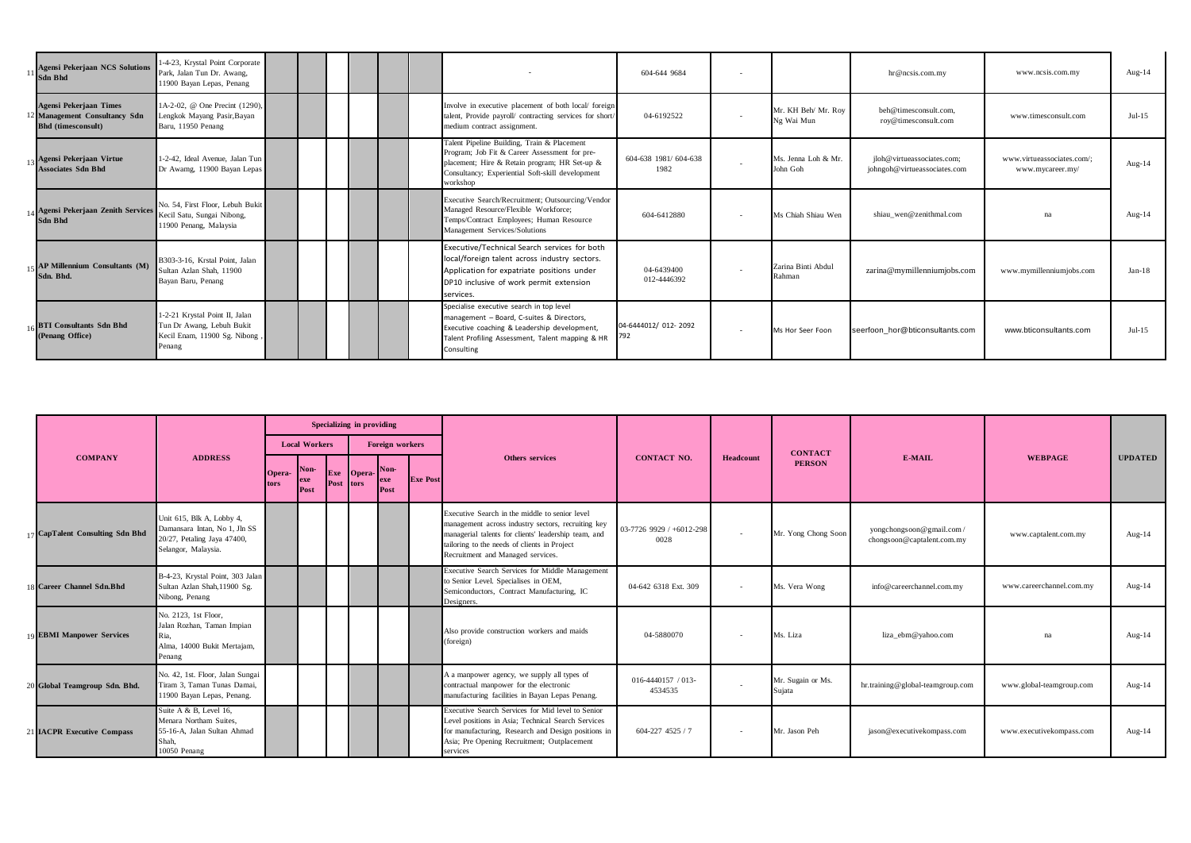| | COMPANY | ADDRESS | Local Workers: Operators | Local Workers: Non-exe Post | Local Workers: Exe Post | Foreign workers: Operators | Foreign workers: Non-exe Post | Foreign workers: Exe Post | Others services | CONTACT NO. | Headcount | CONTACT PERSON | E-MAIL | WEBPAGE | UPDATED |
|---|---|---|---|---|---|---|---|---|---|---|---|---|---|---|---|
| 11 | **Agensi Pekerjaan NCS Solutions Sdn Bhd** | 1-4-23, Krystal Point Corporate Park, Jalan Tun Dr. Awang, 11900 Bayan Lepas, Penang | | | | | | | - | 604-644 9684 | - | | hr@ncsis.com.my | www.ncsis.com.my | Aug-14 |
| 12 | **Agensi Pekerjaan Times Management Consultancy Sdn Bhd (timesconsult)** | 1A-2-02, @ One Precint (1290), Lengkok Mayang Pasir,Bayan Baru, 11950 Penang | | | | | | | Involve in executive placement of both local/ foreign talent, Provide payroll/ contracting services for short/ medium contract assignment. | 04-6192522 | - | Mr. KH Beh/ Mr. Roy Ng Wai Mun | beh@timesconsult.com, roy@timesconsult.com | www.timesconsult.com | Jul-15 |
| 13 | **Agensi Pekerjaan Virtue Associates Sdn Bhd** | 1-2-42, Ideal Avenue, Jalan Tun Dr Awamg, 11900 Bayan Lepas | | | | | | | Talent Pipeline Building, Train & Placement Program; Job Fit & Career Assessment for pre-placement; Hire & Retain program; HR Set-up & Consultancy; Experiential Soft-skill development workshop | 604-638 1981/ 604-638 1982 | - | Ms. Jenna Loh & Mr. John Goh | jloh@virtueassociates.com; johngoh@virtueassociates.com | www.virtueassociates.com/; www.mycareer.my/ | Aug-14 |
| 14 | **Agensi Pekerjaan Zenith Services Sdn Bhd** | No. 54, First Floor, Lebuh Bukit Kecil Satu, Sungai Nibong, 11900 Penang, Malaysia | | | | | | | Executive Search/Recruitment; Outsourcing/Vendor Managed Resource/Flexible Workforce; Temps/Contract Employees; Human Resource Management Services/Solutions | 604-6412880 | - | Ms Chiah Shiau Wen | shiau_wen@zenithmal.com | na | Aug-14 |
| 15 | **AP Millennium Consultants (M) Sdn. Bhd.** | B303-3-16, Krstal Point, Jalan Sultan Azlan Shah, 11900 Bayan Baru, Penang | | | | | | | Executive/Technical Search services for both local/foreign talent across industry sectors. Application for expatriate positions under DP10 inclusive of work permit extension services. | 04-6439400 012-4446392 | - | Zarina Binti Abdul Rahman | zarina@mymillenniumjobs.com | www.mymillenniumjobs.com | Jan-18 |
| 16 | **BTI Consultants Sdn Bhd (Penang Office)** | 1-2-21 Krystal Point II, Jalan Tun Dr Awang, Lebuh Bukit Kecil Enam, 11900 Sg. Nibong , Penang | | | | | | | Specialise executive search in top level management – Board, C-suites & Directors, Executive coaching & Leadership development, Talent Profiling Assessment, Talent mapping & HR Consulting | 04-6444012/ 012- 2092 792 | - | Ms Hor Seer Foon | seerfoon_hor@bticonsultants.com | www.bticonsultants.com | Jul-15 |

| | COMPANY | ADDRESS | Specializing in providing: Local Workers: Operators | Local Workers: Non-exe Post | Local Workers: Exe Post | Foreign workers: Operators | Foreign workers: Non-exe Post | Foreign workers: Exe Post | Others services | CONTACT NO. | Headcount | CONTACT PERSON | E-MAIL | WEBPAGE | UPDATED |
|---|---|---|---|---|---|---|---|---|---|---|---|---|---|---|---|
| 17 | **CapTalent Consulting Sdn Bhd** | Unit 615, Blk A, Lobby 4, Damansara Intan, No 1, Jln SS 20/27, Petaling Jaya 47400, Selangor, Malaysia. | | | | | | | Executive Search in the middle to senior level management across industry sectors, recruiting key managerial talents for clients' leadership team, and tailoring to the needs of clients in Project Recruitment and Managed services. | 03-7726 9929 / +6012-298 0028 | - | Mr. Yong Chong Soon | yongchongsoon@gmail.com / chongsoon@captalent.com.my | www.captalent.com.my | Aug-14 |
| 18 | **Career Channel Sdn.Bhd** | B-4-23, Krystal Point, 303 Jalan Sultan Azlan Shah,11900 Sg. Nibong, Penang | | | | | | | Executive Search Services for Middle Management to Senior Level. Specialises in OEM, Semiconductors, Contract Manufacturing, IC Designers. | 04-642 6318 Ext. 309 | - | Ms. Vera Wong | info@careerchannel.com.my | www.careerchannel.com.my | Aug-14 |
| 19 | **EBMI Manpower Services** | No. 2123, 1st Floor, Jalan Rozhan, Taman Impian Ria, Alma, 14000 Bukit Mertajam, Penang | | | | | | | Also provide construction workers and maids (foreign) | 04-5880070 | - | Ms. Liza | liza_ebm@yahoo.com | na | Aug-14 |
| 20 | **Global Teamgroup Sdn. Bhd.** | No. 42, 1st. Floor, Jalan Sungai Tiram 3, Taman Tunas Damai, 11900 Bayan Lepas, Penang. | | | | | | | A a manpower agency, we supply all types of contractual manpower for the electronic manufacturing facilities in Bayan Lepas Penang. | 016-4440157 / 013-4534535 | - | Mr. Sugain or Ms. Sujata | hr.training@global-teamgroup.com | www.global-teamgroup.com | Aug-14 |
| 21 | **IACPR Executive Compass** | Suite A & B, Level 16, Menara Northam Suites, 55-16-A, Jalan Sultan Ahmad Shah, 10050 Penang | | | | | | | Executive Search Services for Mid level to Senior Level positions in Asia; Technical Search Services for manufacturing, Research and Design positions in Asia; Pre Opening Recruitment; Outplacement services | 604-227 4525 / 7 | - | Mr. Jason Peh | jason@executivekompass.com | www.executivekompass.com | Aug-14 |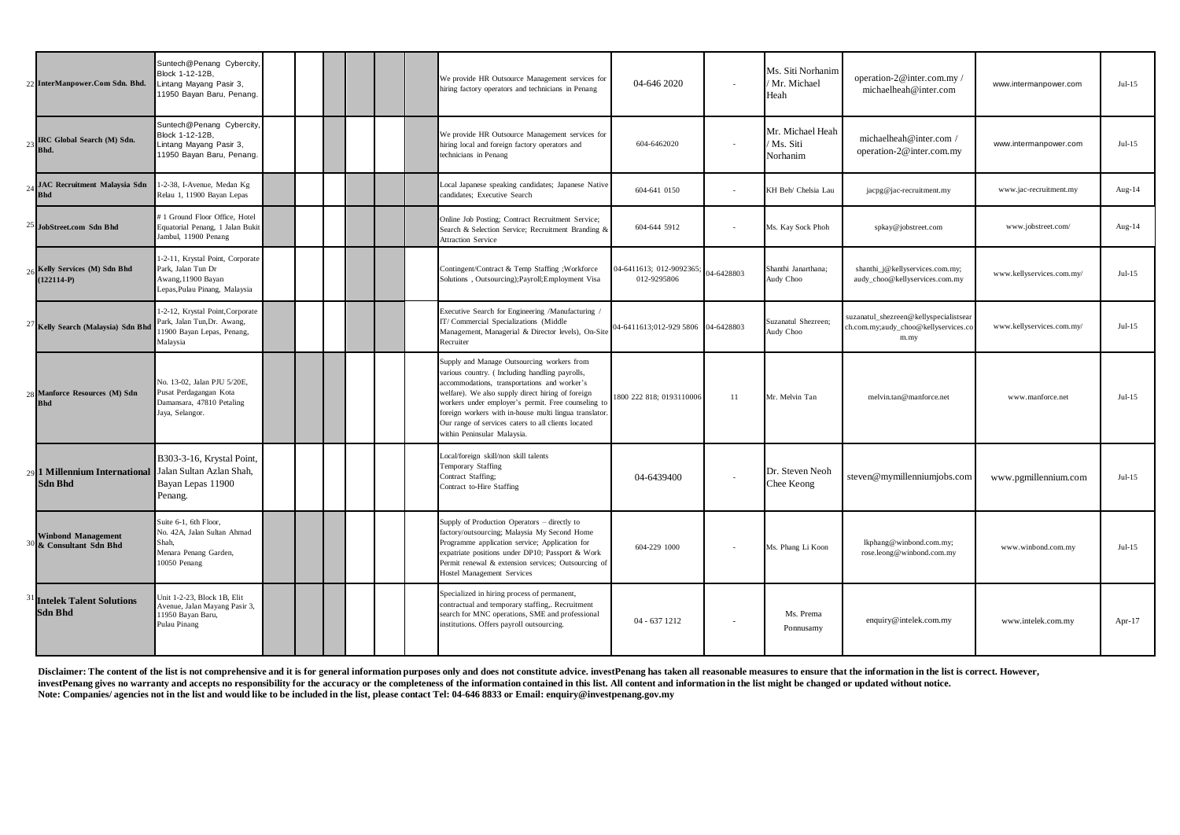| | | | | | | | | | | | | | | | |
|---|---|---|---|---|---|---|---|---|---|---|---|---|---|---|---|
| 22 | **InterManpower.Com Sdn. Bhd.** | Suntech@Penang Cybercity, Block 1-12-12B, Lintang Mayang Pasir 3, 11950 Bayan Baru, Penang. | | | | | | | | We provide HR Outsource Management services for hiring factory operators and technicians in Penang | 04-646 2020 | - | Ms. Siti Norhanim / Mr. Michael Heah | operation-2@inter.com.my / michaelheah@inter.com | www.intermanpower.com | Jul-15 |
| 23 | **IRC Global Search (M) Sdn. Bhd.** | Suntech@Penang Cybercity, Block 1-12-12B, Lintang Mayang Pasir 3, 11950 Bayan Baru, Penang. | | | | | | | | We provide HR Outsource Management services for hiring local and foreign factory operators and technicians in Penang | 604-6462020 | - | Mr. Michael Heah / Ms. Siti Norhanim | michaelheah@inter.com / operation-2@inter.com.my | www.intermanpower.com | Jul-15 |
| 24 | **JAC Recruitment Malaysia Sdn Bhd** | 1-2-38, I-Avenue, Medan Kg Relau 1, 11900 Bayan Lepas | | | | | | | | Local Japanese speaking candidates; Japanese Native candidates; Executive Search | 604-641 0150 | - | KH Beh/ Chelsia Lau | jacpg@jac-recruitment.my | www.jac-recruitment.my | Aug-14 |
| 25 | **JobStreet.com Sdn Bhd** | # 1 Ground Floor Office, Hotel Equatorial Penang, 1 Jalan Bukit Jambul, 11900 Penang | | | | | | | | Online Job Posting; Contract Recruitment Service; Search & Selection Service; Recruitment Branding & Attraction Service | 604-644 5912 | - | Ms. Kay Sock Phoh | spkay@jobstreet.com | www.jobstreet.com/ | Aug-14 |
| 26 | **Kelly Services (M) Sdn Bhd (122114-P)** | 1-2-11, Krystal Point, Corporate Park, Jalan Tun Dr Awang,11900 Bayan Lepas,Pulau Pinang, Malaysia | | | | | | | | Contingent/Contract & Temp Staffing ;Workforce Solutions , Outsourcing);Payroll;Employment Visa | 04-6411613; 012-9092365; 012-9295806 | 04-6428803 | Shanthi Janarthana; Audy Choo | shanthi_j@kellyservices.com.my; audy_choo@kellyservices.com.my | www.kellyservices.com.my/ | Jul-15 |
| 27 | **Kelly Search (Malaysia) Sdn Bhd** | 1-2-12, Krystal Point,Corporate Park, Jalan Tun,Dr. Awang, 11900 Bayan Lepas, Penang, Malaysia | | | | | | | | Executive Search for Engineering /Manufacturing / IT/ Commercial Specializations (Middle Management, Managerial & Director levels), On-Site Recruiter | 04-6411613;012-929 5806 | 04-6428803 | Suzanatul Shezreen; Audy Choo | suzanatul_shezreen@kellyspecialistsearch.com.my;audy_choo@kellyservices.com.my | www.kellyservices.com.my/ | Jul-15 |
| 28 | **Manforce Resources (M) Sdn Bhd** | No. 13-02, Jalan PJU 5/20E, Pusat Perdagangan Kota Damansara, 47810 Petaling Jaya, Selangor. | | | | | | | | Supply and Manage Outsourcing workers from various country. ( Including handling payrolls, accommodations, transportations and worker's welfare). We also supply direct hiring of foreign workers under employer's permit. Free counseling to foreign workers with in-house multi lingua translator. Our range of services caters to all clients located within Peninsular Malaysia. | 1800 222 818; 0193110006 | 11 | Mr. Melvin Tan | melvin.tan@manforce.net | www.manforce.net | Jul-15 |
| 29 | **1 Millennium International Sdn Bhd** | B303-3-16, Krystal Point, Jalan Sultan Azlan Shah, Bayan Lepas 11900 Penang. | | | | | | | | Local/foreign skill/non skill talents Temporary Staffing Contract Staffing; Contract to-Hire Staffing | 04-6439400 | - | Dr. Steven Neoh Chee Keong | steven@mymilleniumjobs.com | www.pgmillennium.com | Jul-15 |
| 30 | **Winbond Management & Consultant Sdn Bhd** | Suite 6-1, 6th Floor, No. 42A, Jalan Sultan Ahmad Shah, Menara Penang Garden, 10050 Penang | | | | | | | | Supply of Production Operators – directly to factory/outsourcing; Malaysia My Second Home Programme application service; Application for expatriate positions under DP10; Passport & Work Permit renewal & extension services; Outsourcing of Hostel Management Services | 604-229 1000 | - | Ms. Phang Li Koon | lkphang@winbond.com.my; rose.leong@winbond.com.my | www.winbond.com.my | Jul-15 |
| 31 | **Intelek Talent Solutions Sdn Bhd** | Unit 1-2-23, Block 1B, Elit Avenue, Jalan Mayang Pasir 3, 11950 Bayan Baru, Pulau Pinang | | | | | | | | Specialized in hiring process of permanent, contractual and temporary staffing,. Recruitment search for MNC operations, SME and professional institutions. Offers payroll outsourcing. | 04 - 637 1212 | - | Ms. Prema Ponnusamy | enquiry@intelek.com.my | www.intelek.com.my | Apr-17 |

**Disclaimer: The content of the list is not comprehensive and it is for general information purposes only and does not constitute advice. investPenang has taken all reasonable measures to ensure that the information in the list is correct. However, investPenang gives no warranty and accepts no responsibility for the accuracy or the completeness of the information contained in this list. All content and information in the list might be changed or updated without notice.**
**Note: Companies/ agencies not in the list and would like to be included in the list, please contact Tel: 04-646 8833 or Email: enquiry@investpenang.gov.my**